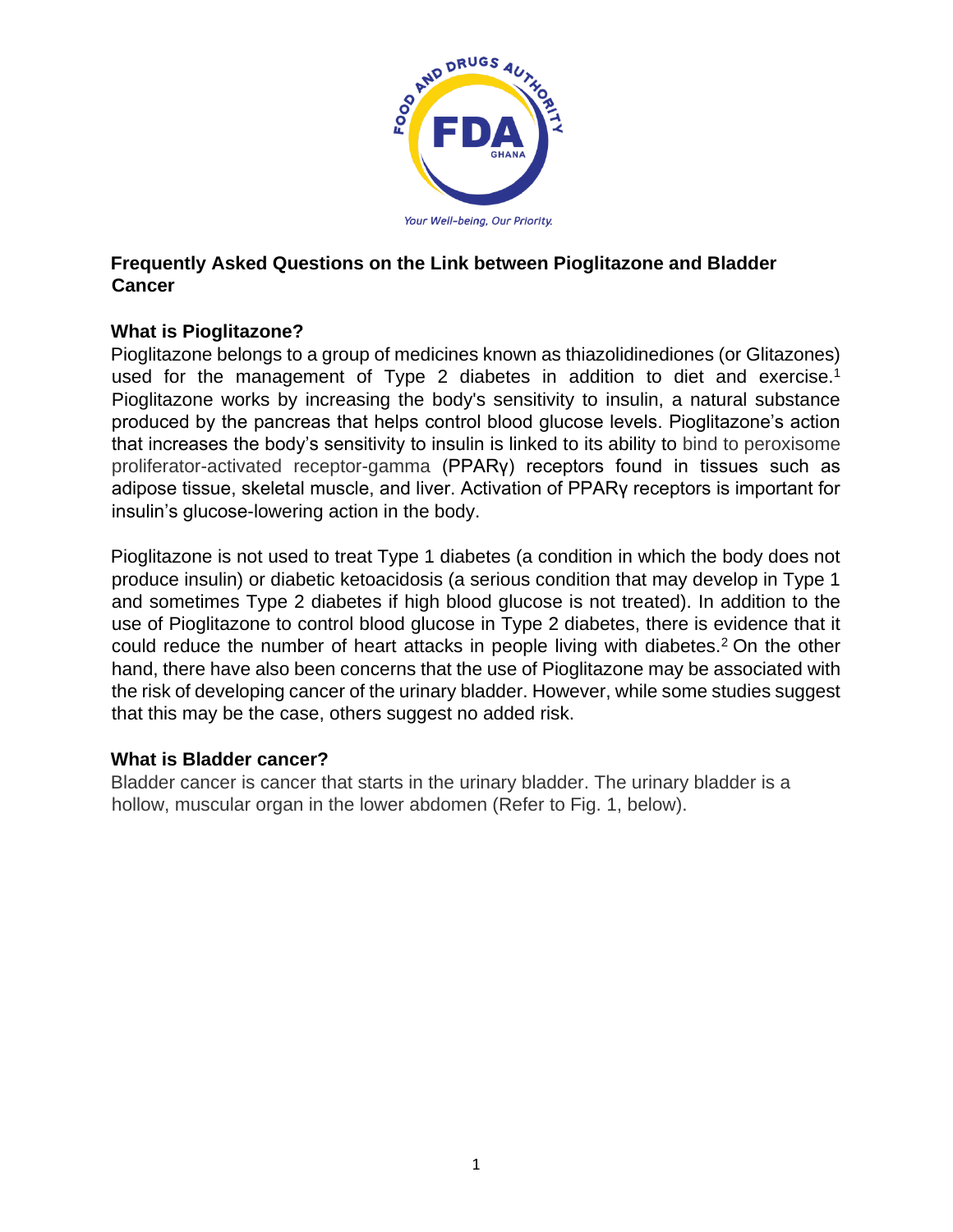# Frequently Asked Questions on the Link between Pioglitazone and Bladder Cancer

## What is Pioglitazone?

Pioglitazone belongs to a group of medicines known as thiazolidinediones (or Glitazones) used for the management of Type 2 diabetes in addition to diet and exercise.[1] Pioglitazone works by increasing the body's sensitivity to insulin, a natural substance produced by the pancreas that helps control blood glucose levels. Pioglitazone's action that increases the body's sensitivity to insulin is linked to its ability to bind to peroxisome proliferator-activated receptor-gamma (PPARγ) receptors found in tissues such as adipose tissue, skeletal muscle, and liver. Activation of PPARγ receptors is important for insulin's glucose-lowering action in the body.

Pioglitazone is not used to treat Type 1 diabetes (a condition in which the body does not produce insulin) or diabetic ketoacidosis (a serious condition that may develop in Type 1 and sometimes Type 2 diabetes if high blood glucose is not treated). In addition to the use of Pioglitazone to control blood glucose in Type 2 diabetes, there is evidence that it could reduce the number of heart attacks in people living with diabetes.[2] On the other hand, there have also been concerns that the use of Pioglitazone may be associated with the risk of developing cancer of the urinary bladder. However, while some studies suggest that this may be the case, others suggest no added risk.

## What is Bladder cancer?

Bladder cancer is cancer that starts in the urinary bladder. The urinary bladder is a hollow, muscular organ in the lower abdomen (Refer to Fig. 1, below).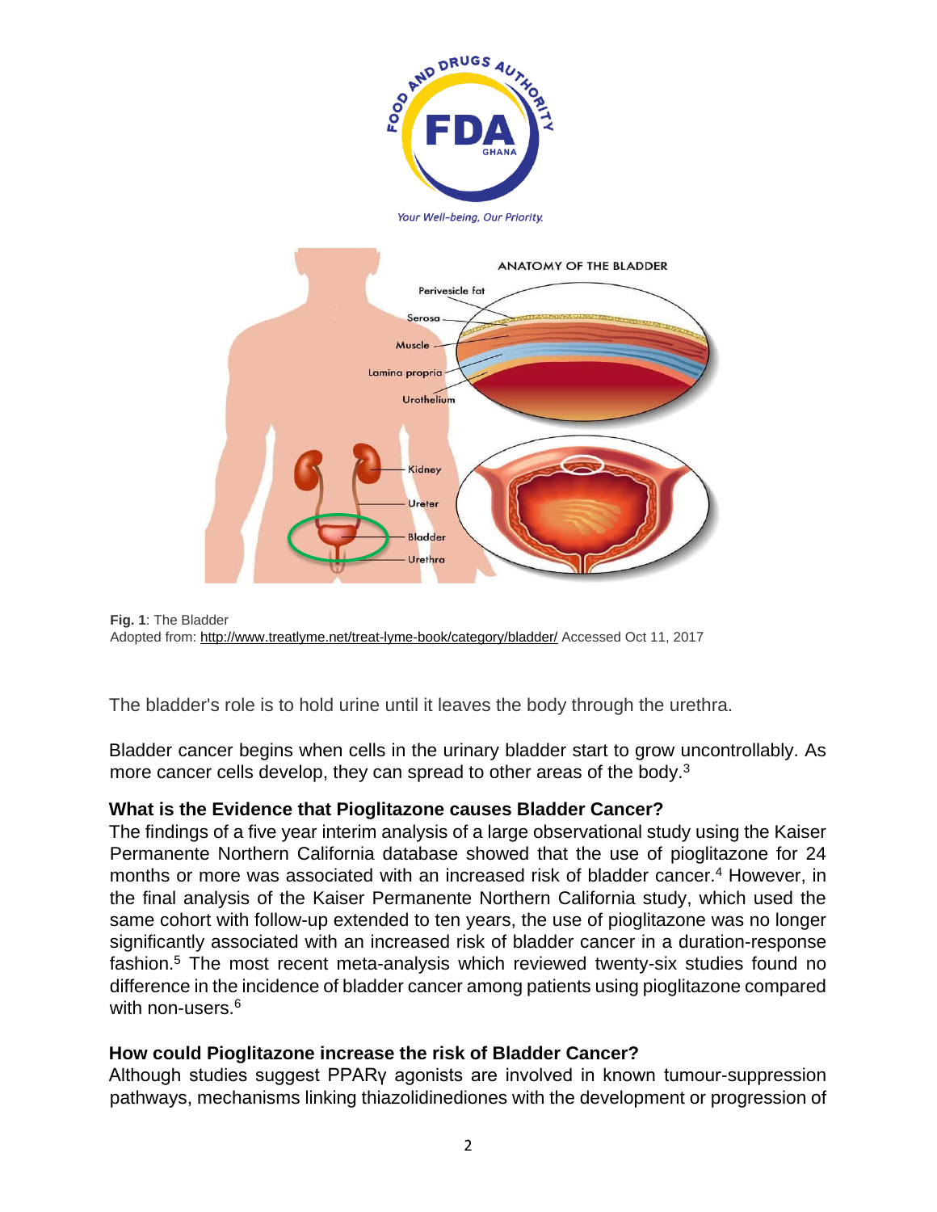Fig. 1: The Bladder
Adopted from: http://www.treatlyme.net/treat-lyme-book/category/bladder/ Accessed Oct 11, 2017

The bladder's role is to hold urine until it leaves the body through the urethra.

Bladder cancer begins when cells in the urinary bladder start to grow uncontrollably. As more cancer cells develop, they can spread to other areas of the body.[3]

### What is the Evidence that Pioglitazone causes Bladder Cancer?

The findings of a five year interim analysis of a large observational study using the Kaiser Permanente Northern California database showed that the use of pioglitazone for 24 months or more was associated with an increased risk of bladder cancer.[4] However, in the final analysis of the Kaiser Permanente Northern California study, which used the same cohort with follow-up extended to ten years, the use of pioglitazone was no longer significantly associated with an increased risk of bladder cancer in a duration-response fashion.[5] The most recent meta-analysis which reviewed twenty-six studies found no difference in the incidence of bladder cancer among patients using pioglitazone compared with non-users.[6]

### How could Pioglitazone increase the risk of Bladder Cancer?

Although studies suggest PPARγ agonists are involved in known tumour-suppression pathways, mechanisms linking thiazolidinediones with the development or progression of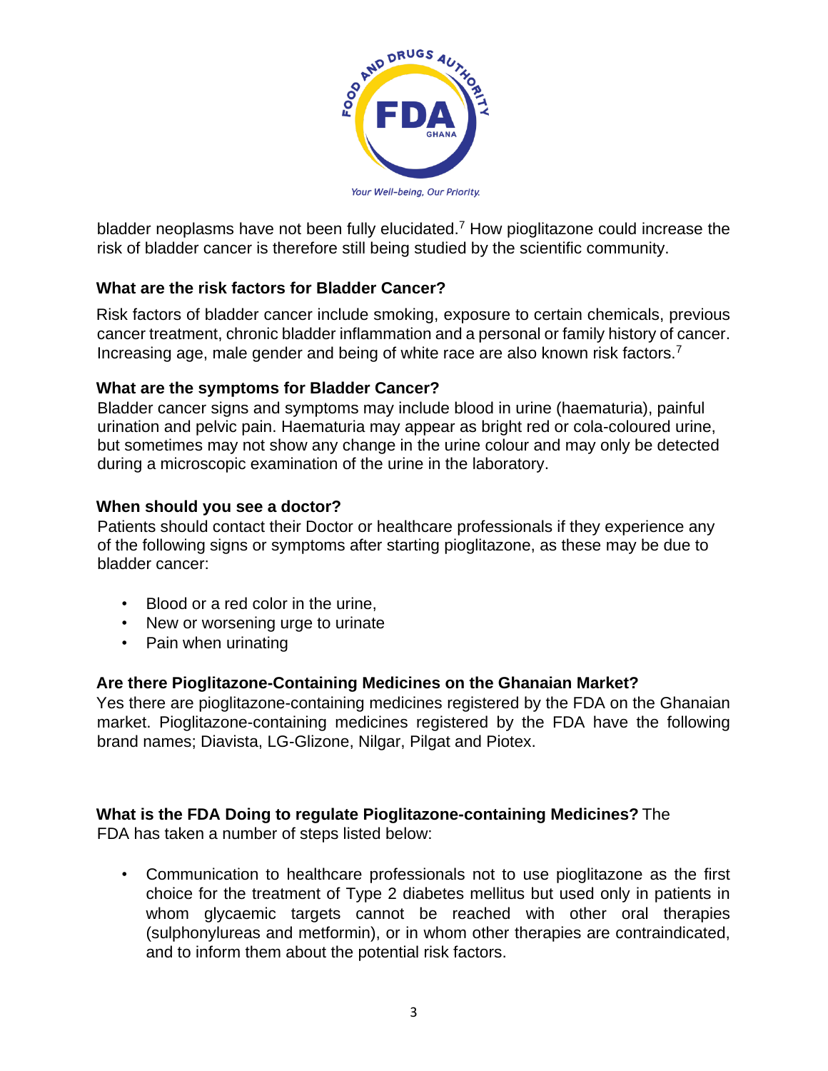bladder neoplasms have not been fully elucidated.[7] How pioglitazone could increase the risk of bladder cancer is therefore still being studied by the scientific community.

**What are the risk factors for Bladder Cancer?**

Risk factors of bladder cancer include smoking, exposure to certain chemicals, previous cancer treatment, chronic bladder inflammation and a personal or family history of cancer. Increasing age, male gender and being of white race are also known risk factors.[7]

**What are the symptoms for Bladder Cancer?**

Bladder cancer signs and symptoms may include blood in urine (haematuria), painful urination and pelvic pain. Haematuria may appear as bright red or cola-coloured urine, but sometimes may not show any change in the urine colour and may only be detected during a microscopic examination of the urine in the laboratory.

**When should you see a doctor?**

Patients should contact their Doctor or healthcare professionals if they experience any of the following signs or symptoms after starting pioglitazone, as these may be due to bladder cancer:

- Blood or a red color in the urine,
- New or worsening urge to urinate
- Pain when urinating

**Are there Pioglitazone-Containing Medicines on the Ghanaian Market?**

Yes there are pioglitazone-containing medicines registered by the FDA on the Ghanaian market. Pioglitazone-containing medicines registered by the FDA have the following brand names; Diavista, LG-Glizone, Nilgar, Pilgat and Piotex.

**What is the FDA Doing to regulate Pioglitazone-containing Medicines?** The FDA has taken a number of steps listed below:

- Communication to healthcare professionals not to use pioglitazone as the first choice for the treatment of Type 2 diabetes mellitus but used only in patients in whom glycaemic targets cannot be reached with other oral therapies (sulphonylureas and metformin), or in whom other therapies are contraindicated, and to inform them about the potential risk factors.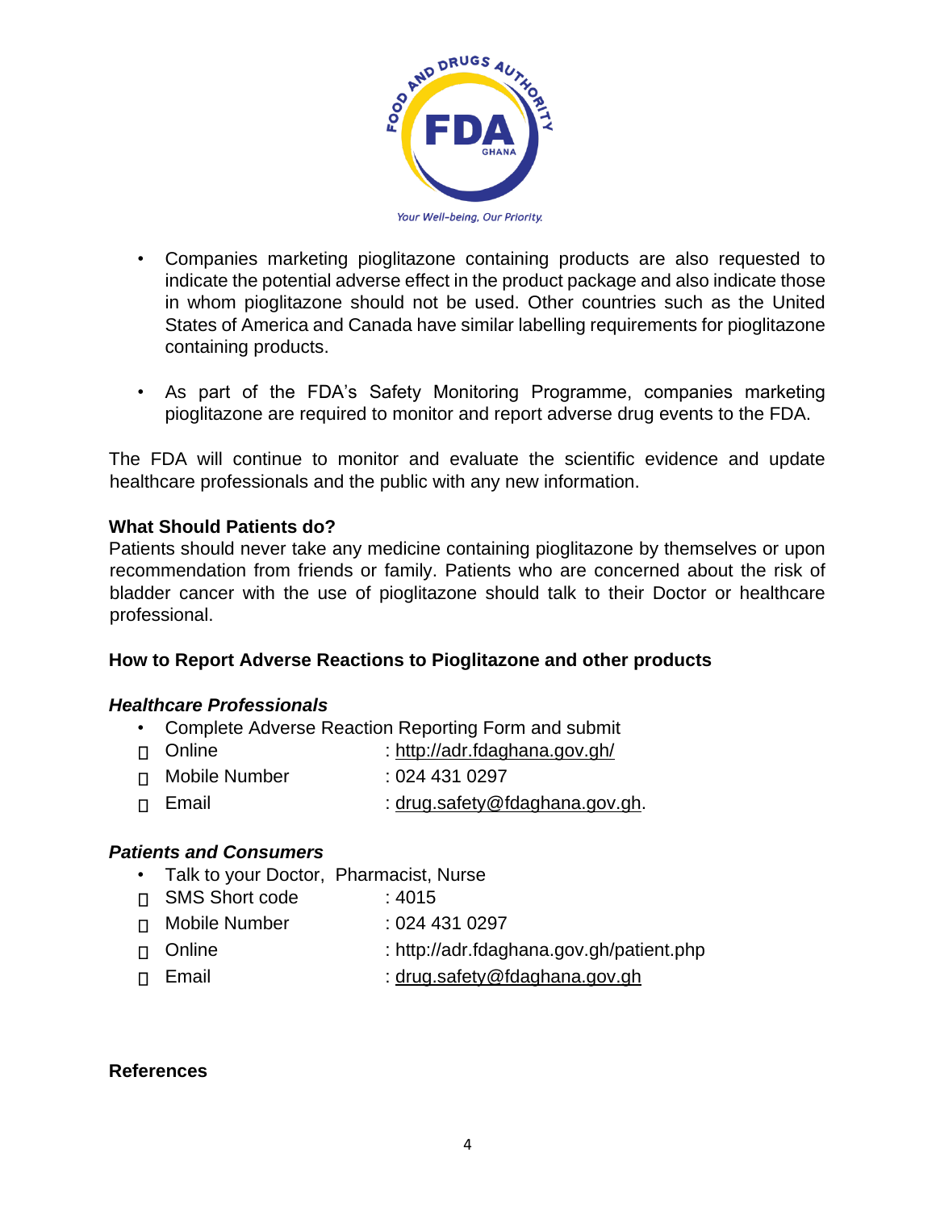- Companies marketing pioglitazone containing products are also requested to indicate the potential adverse effect in the product package and also indicate those in whom pioglitazone should not be used. Other countries such as the United States of America and Canada have similar labelling requirements for pioglitazone containing products.

- As part of the FDA's Safety Monitoring Programme, companies marketing pioglitazone are required to monitor and report adverse drug events to the FDA.

The FDA will continue to monitor and evaluate the scientific evidence and update healthcare professionals and the public with any new information.

**What Should Patients do?**

Patients should never take any medicine containing pioglitazone by themselves or upon recommendation from friends or family. Patients who are concerned about the risk of bladder cancer with the use of pioglitazone should talk to their Doctor or healthcare professional.

**How to Report Adverse Reactions to Pioglitazone and other products**

***Healthcare Professionals***

- Complete Adverse Reaction Reporting Form and submit
  - Online : http://adr.fdaghana.gov.gh/
  - Mobile Number : 024 431 0297
  - Email : drug.safety@fdaghana.gov.gh.

***Patients and Consumers***

- Talk to your Doctor, Pharmacist, Nurse
  - SMS Short code : 4015
  - Mobile Number : 024 431 0297
  - Online : http://adr.fdaghana.gov.gh/patient.php
  - Email : drug.safety@fdaghana.gov.gh

**References**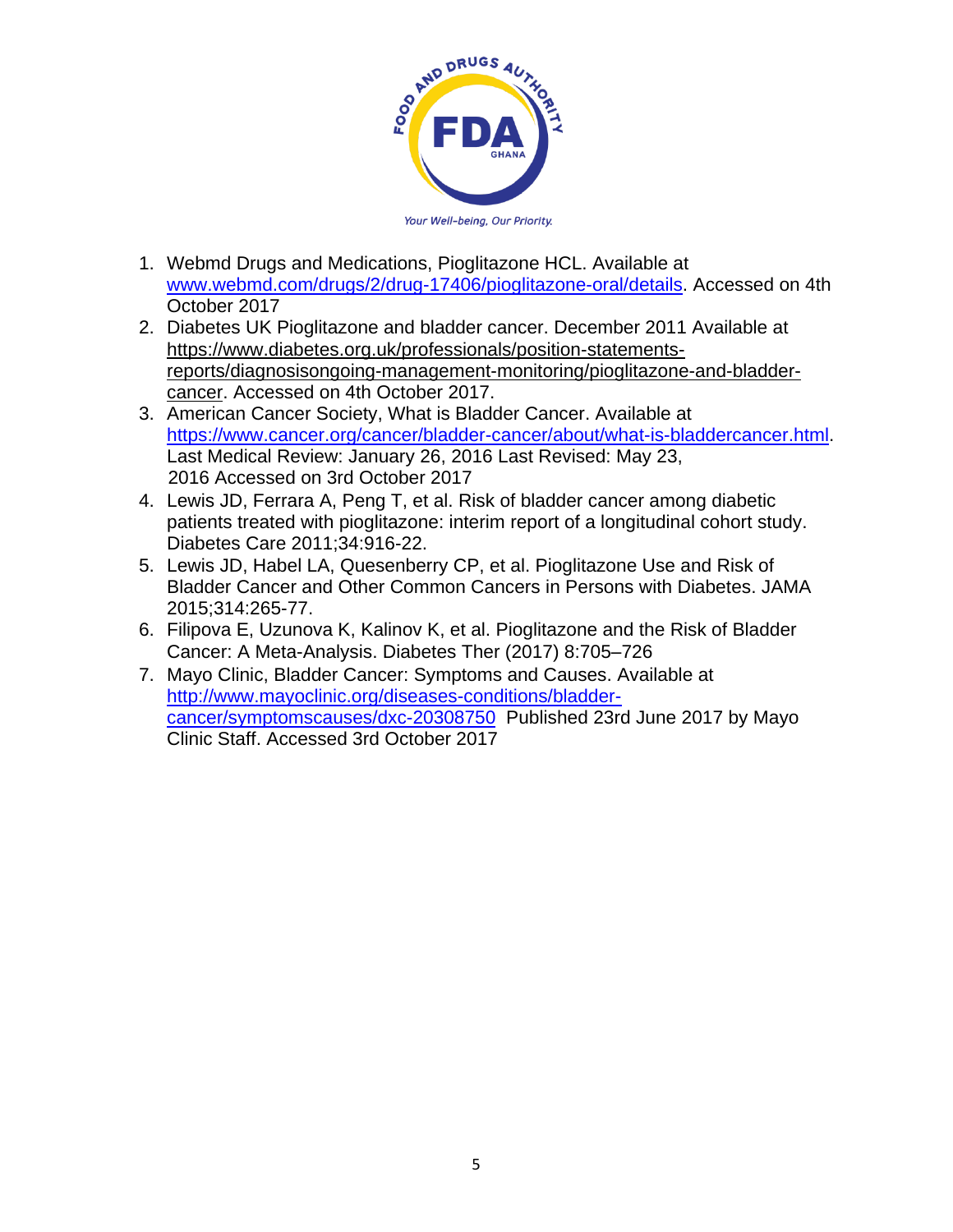1. Webmd Drugs and Medications, Pioglitazone HCL. Available at www.webmd.com/drugs/2/drug-17406/pioglitazone-oral/details. Accessed on 4th October 2017
2. Diabetes UK Pioglitazone and bladder cancer. December 2011 Available at https://www.diabetes.org.uk/professionals/position-statements-reports/diagnosisongoing-management-monitoring/pioglitazone-and-bladder-cancer. Accessed on 4th October 2017.
3. American Cancer Society, What is Bladder Cancer. Available at https://www.cancer.org/cancer/bladder-cancer/about/what-is-bladdercancer.html. Last Medical Review: January 26, 2016 Last Revised: May 23, 2016 Accessed on 3rd October 2017
4. Lewis JD, Ferrara A, Peng T, et al. Risk of bladder cancer among diabetic patients treated with pioglitazone: interim report of a longitudinal cohort study. Diabetes Care 2011;34:916-22.
5. Lewis JD, Habel LA, Quesenberry CP, et al. Pioglitazone Use and Risk of Bladder Cancer and Other Common Cancers in Persons with Diabetes. JAMA 2015;314:265-77.
6. Filipova E, Uzunova K, Kalinov K, et al. Pioglitazone and the Risk of Bladder Cancer: A Meta-Analysis. Diabetes Ther (2017) 8:705–726
7. Mayo Clinic, Bladder Cancer: Symptoms and Causes. Available at http://www.mayoclinic.org/diseases-conditions/bladder-cancer/symptomscauses/dxc-20308750 Published 23rd June 2017 by Mayo Clinic Staff. Accessed 3rd October 2017